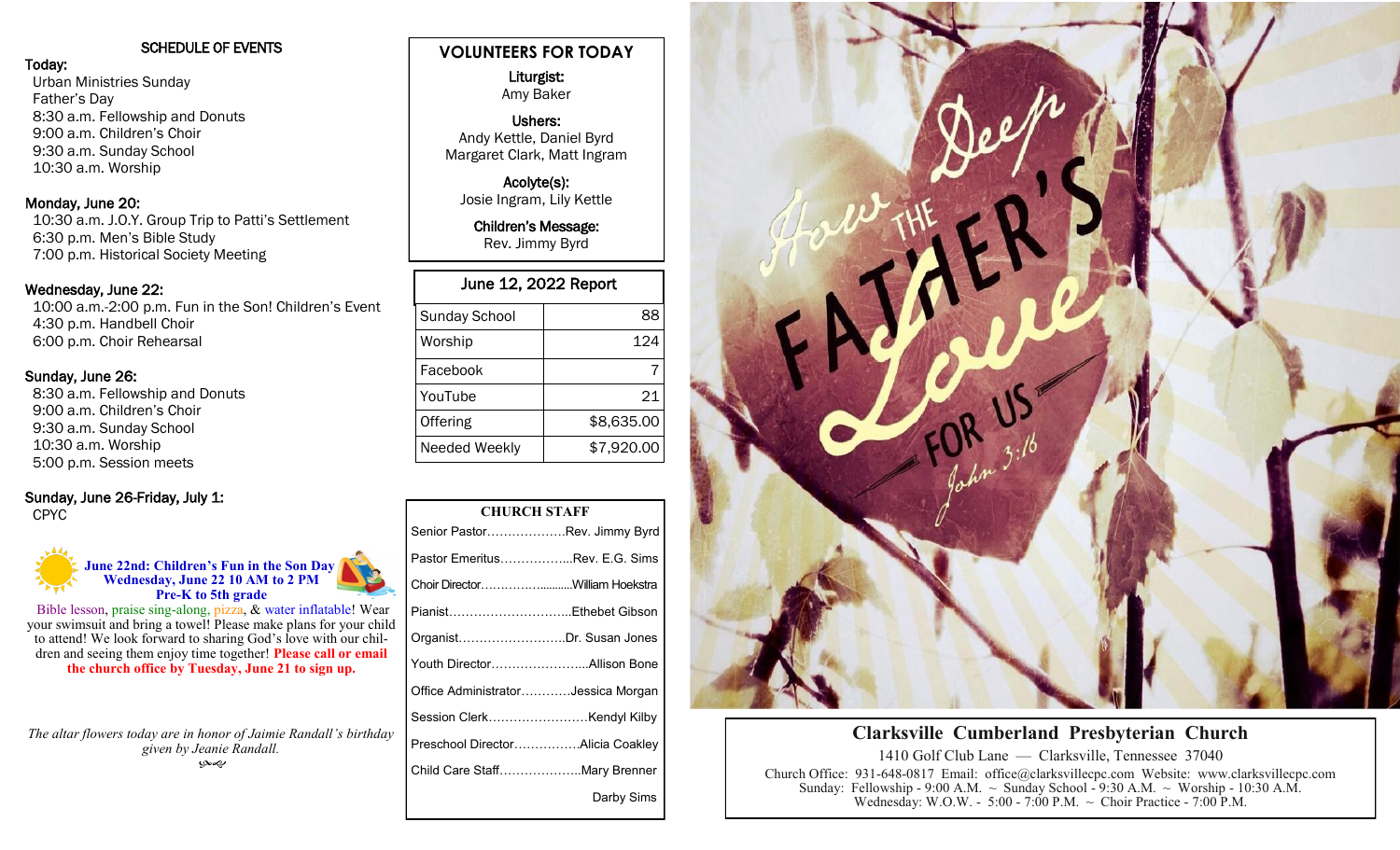## SCHEDULE OF EVENTS

**Today:**

Urban Ministries Sunday
Father's Day
8:30 a.m. Fellowship and Donuts
9:00 a.m. Children's Choir
9:30 a.m. Sunday School
10:30 a.m. Worship

**Monday, June 20:**

10:30 a.m. J.O.Y. Group Trip to Patti's Settlement
6:30 p.m. Men's Bible Study
7:00 p.m. Historical Society Meeting

**Wednesday, June 22:**

10:00 a.m.-2:00 p.m. Fun in the Son! Children's Event
4:30 p.m. Handbell Choir
6:00 p.m. Choir Rehearsal

**Sunday, June 26:**

8:30 a.m. Fellowship and Donuts
9:00 a.m. Children's Choir
9:30 a.m. Sunday School
10:30 a.m. Worship
5:00 p.m. Session meets

**Sunday, June 26-Friday, July 1:**

CPYC

**June 22nd: Children's Fun in the Son Day**
**Wednesday, June 22 10 AM to 2 PM**
**Pre-K to 5th grade**

Bible lesson, praise sing-along, pizza, & water inflatable! Wear your swimsuit and bring a towel! Please make plans for your child to attend! We look forward to sharing God's love with our children and seeing them enjoy time together! **Please call or email the church office by Tuesday, June 21 to sign up.**

*The altar flowers today are in honor of Jaimie Randall's birthday given by Jeanie Randall.*

## VOLUNTEERS FOR TODAY

**Liturgist:**
Amy Baker

**Ushers:**
Andy Kettle, Daniel Byrd
Margaret Clark, Matt Ingram

**Acolyte(s):**
Josie Ingram, Lily Kettle

**Children's Message:**
Rev. Jimmy Byrd

| June 12, 2022 Report | |
|---|---|
| Sunday School | 88 |
| Worship | 124 |
| Facebook | 7 |
| YouTube | 21 |
| Offering | $8,635.00 |
| Needed Weekly | $7,920.00 |

## CHURCH STAFF

Senior Pastor……………….Rev. Jimmy Byrd
Pastor Emeritus……………..Rev. E.G. Sims
Choir Director…………..........William Hoekstra
Pianist…………………………Ethebet Gibson
Organist……………………..Dr. Susan Jones
Youth Director…………………...Allison Bone
Office Administrator…………Jessica Morgan
Session Clerk……………………Kendyl Kilby
Preschool Director…………….Alicia Coakley
Child Care Staff………………..Mary Brenner
Darby Sims

How Deep THE FATHER'S Love FOR US
John 3:16

## Clarksville Cumberland Presbyterian Church

1410 Golf Club Lane — Clarksville, Tennessee 37040
Church Office: 931-648-0817 Email: office@clarksvillecpc.com Website: www.clarksvillecpc.com
Sunday: Fellowship - 9:00 A.M. ~ Sunday School - 9:30 A.M. ~ Worship - 10:30 A.M.
Wednesday: W.O.W. - 5:00 - 7:00 P.M. ~ Choir Practice - 7:00 P.M.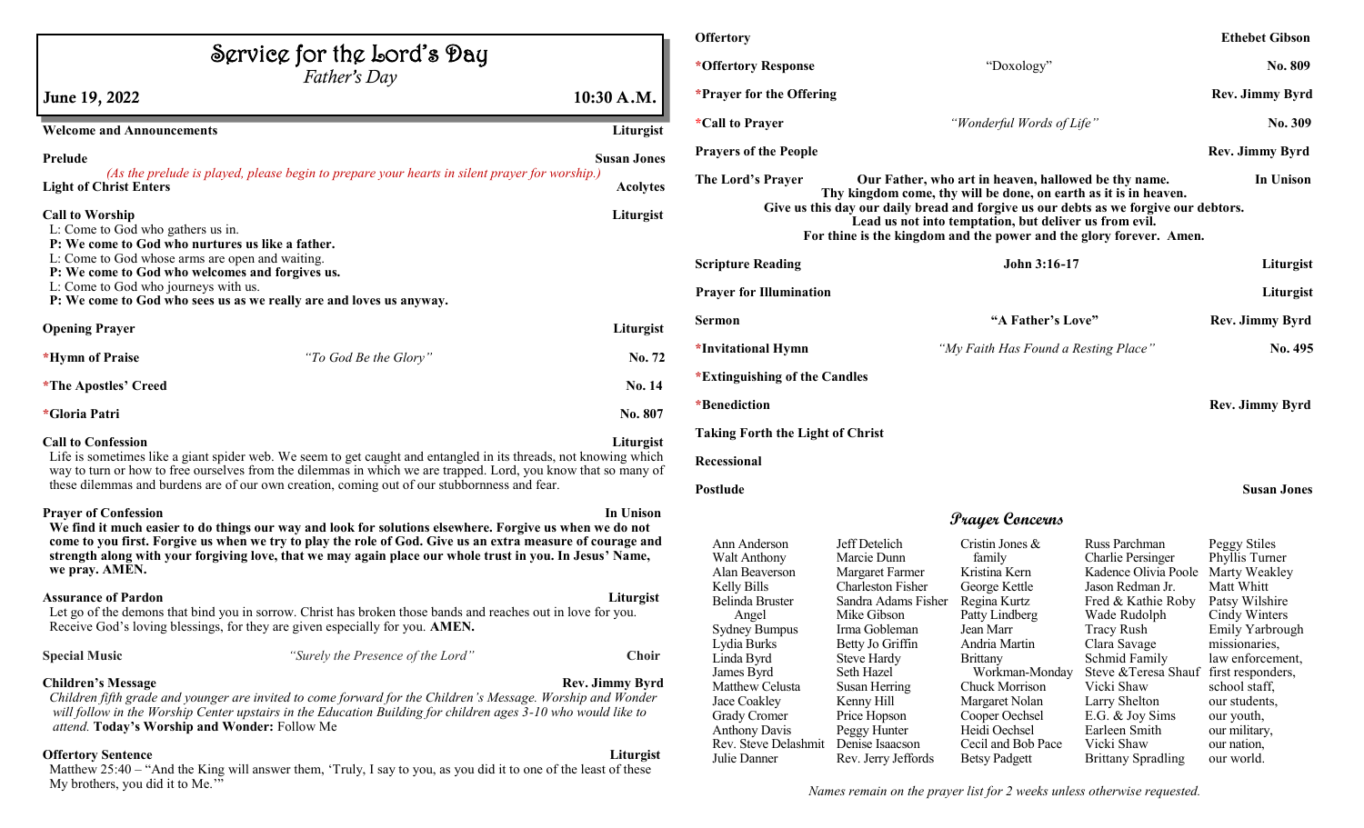# Service for the Lord's Day

*Father's Day*

**June 19, 2022** **10:30 A.M.**

**Welcome and Announcements** — **Liturgist**

**Prelude** — **Susan Jones**

*(As the prelude is played, please begin to prepare your hearts in silent prayer for worship.)*

**Light of Christ Enters** — **Acolytes**

**Call to Worship** — **Liturgist**

L: Come to God who gathers us in.
**P: We come to God who nurtures us like a father.**
L: Come to God whose arms are open and waiting.
**P: We come to God who welcomes and forgives us.**
L: Come to God who journeys with us.
**P: We come to God who sees us as we really are and loves us anyway.**

**Opening Prayer** — **Liturgist**

**\*Hymn of Praise** — *"To God Be the Glory"* — **No. 72**

**\*The Apostles' Creed** — **No. 14**

**\*Gloria Patri** — **No. 807**

**Call to Confession** — **Liturgist**

Life is sometimes like a giant spider web. We seem to get caught and entangled in its threads, not knowing which way to turn or how to free ourselves from the dilemmas in which we are trapped. Lord, you know that so many of these dilemmas and burdens are of our own creation, coming out of our stubbornness and fear.

**Prayer of Confession** — **In Unison**

**We find it much easier to do things our way and look for solutions elsewhere. Forgive us when we do not come to you first. Forgive us when we try to play the role of God. Give us an extra measure of courage and strength along with your forgiving love, that we may again place our whole trust in you. In Jesus' Name, we pray. AMEN.**

**Assurance of Pardon** — **Liturgist**

Let go of the demons that bind you in sorrow. Christ has broken those bands and reaches out in love for you. Receive God's loving blessings, for they are given especially for you. **AMEN.**

**Special Music** — *"Surely the Presence of the Lord"* — **Choir**

**Children's Message** — **Rev. Jimmy Byrd**

*Children fifth grade and younger are invited to come forward for the Children's Message. Worship and Wonder will follow in the Worship Center upstairs in the Education Building for children ages 3-10 who would like to attend.* **Today's Worship and Wonder:** Follow Me

**Offertory Sentence** — **Liturgist**

Matthew 25:40 – "And the King will answer them, 'Truly, I say to you, as you did it to one of the least of these My brothers, you did it to Me.'"

**Offertory** — **Ethebet Gibson**

**\*Offertory Response** — "Doxology" — **No. 809**

**\*Prayer for the Offering** — **Rev. Jimmy Byrd**

**\*Call to Prayer** — *"Wonderful Words of Life"* — **No. 309**

**Prayers of the People** — **Rev. Jimmy Byrd**

**The Lord's Prayer** — **In Unison**

**Our Father, who art in heaven, hallowed be thy name.
Thy kingdom come, thy will be done, on earth as it is in heaven.
Give us this day our daily bread and forgive us our debts as we forgive our debtors.
Lead us not into temptation, but deliver us from evil.
For thine is the kingdom and the power and the glory forever. Amen.**

**Scripture Reading** — **John 3:16-17** — **Liturgist**

**Prayer for Illumination** — **Liturgist**

**Sermon** — **"A Father's Love"** — **Rev. Jimmy Byrd**

**\*Invitational Hymn** — *"My Faith Has Found a Resting Place"* — **No. 495**

**\*Extinguishing of the Candles**

**\*Benediction** — **Rev. Jimmy Byrd**

**Taking Forth the Light of Christ**

**Recessional**

**Postlude** — **Susan Jones**

## Prayer Concerns

| | | | | |
|---|---|---|---|---|
| Ann Anderson | Jeff Detelich | Cristin Jones & family | Russ Parchman | Peggy Stiles |
| Walt Anthony | Marcie Dunn | Kristina Kern | Charlie Persinger | Phyllis Turner |
| Alan Beaverson | Margaret Farmer | George Kettle | Kadence Olivia Poole | Marty Weakley |
| Kelly Bills | Charleston Fisher | Regina Kurtz | Jason Redman Jr. | Matt Whitt |
| Belinda Bruster Angel | Sandra Adams Fisher | Patty Lindberg | Fred & Kathie Roby | Patsy Wilshire |
| Sydney Bumpus | Mike Gibson | Jean Marr | Wade Rudolph | Cindy Winters |
| Lydia Burks | Irma Gobleman | Andria Martin | Tracy Rush | Emily Yarbrough |
| Linda Byrd | Betty Jo Griffin | Brittany Workman-Monday | Clara Savage | missionaries, |
| James Byrd | Steve Hardy | Chuck Morrison | Schmid Family | law enforcement, |
| Matthew Celusta | Seth Hazel | Margaret Nolan | Steve &Teresa Shauf | first responders, |
| Jace Coakley | Susan Herring | Cooper Oechsel | Vicki Shaw | school staff, |
| Grady Cromer | Kenny Hill | Heidi Oechsel | Larry Shelton | our students, |
| Anthony Davis | Price Hopson | Cecil and Bob Pace | E.G. & Joy Sims | our youth, |
| Rev. Steve Delashmit | Peggy Hunter | Betsy Padgett | Earleen Smith | our military, |
| Julie Danner | Denise Isaacson | | Vicki Shaw | our nation, |
| | Rev. Jerry Jeffords | | Brittany Spradling | our world. |

*Names remain on the prayer list for 2 weeks unless otherwise requested.*